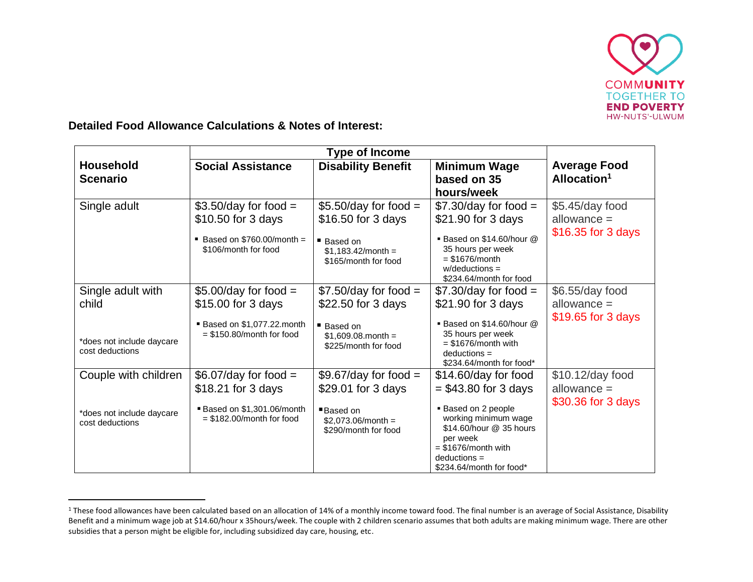COMMUNITY TOGETHER TO END POVERTY HW-NUTS'-ULWUM

**Detailed Food Allowance Calculations & Notes of Interest:**

| Household Scenario | Type of Income | | | Average Food Allocation[1] |
|---|---|---|---|---|
| | **Social Assistance** | **Disability Benefit** | **Minimum Wage based on 35 hours/week** | |
| Single adult | $3.50/day for food = $10.50 for 3 days<br>▪ Based on $760.00/month = $106/month for food | $5.50/day for food = $16.50 for 3 days<br>▪ Based on $1,183.42/month = $165/month for food | $7.30/day for food = $21.90 for 3 days<br>▪ Based on $14.60/hour @ 35 hours per week = $1676/month w/deductions = $234.64/month for food | $5.45/day food allowance = $16.35 for 3 days |
| Single adult with child<br><br>*does not include daycare cost deductions | $5.00/day for food = $15.00 for 3 days<br>▪ Based on $1,077.22.month = $150.80/month for food | $7.50/day for food = $22.50 for 3 days<br>▪ Based on $1,609.08.month = $225/month for food | $7.30/day for food = $21.90 for 3 days<br>▪ Based on $14.60/hour @ 35 hours per week = $1676/month with deductions = $234.64/month for food* | $6.55/day food allowance = $19.65 for 3 days |
| Couple with children<br><br>*does not include daycare cost deductions | $6.07/day for food = $18.21 for 3 days<br>▪ Based on $1,301.06/month = $182.00/month for food | $9.67/day for food = $29.01 for 3 days<br>▪ Based on $2,073.06/month = $290/month for food | $14.60/day for food = $43.80 for 3 days<br>▪ Based on 2 people working minimum wage $14.60/hour @ 35 hours per week = $1676/month with deductions = $234.64/month for food* | $10.12/day food allowance = $30.36 for 3 days |

---

[1] These food allowances have been calculated based on an allocation of 14% of a monthly income toward food. The final number is an average of Social Assistance, Disability Benefit and a minimum wage job at $14.60/hour x 35hours/week. The couple with 2 children scenario assumes that both adults are making minimum wage. There are other subsidies that a person might be eligible for, including subsidized day care, housing, etc.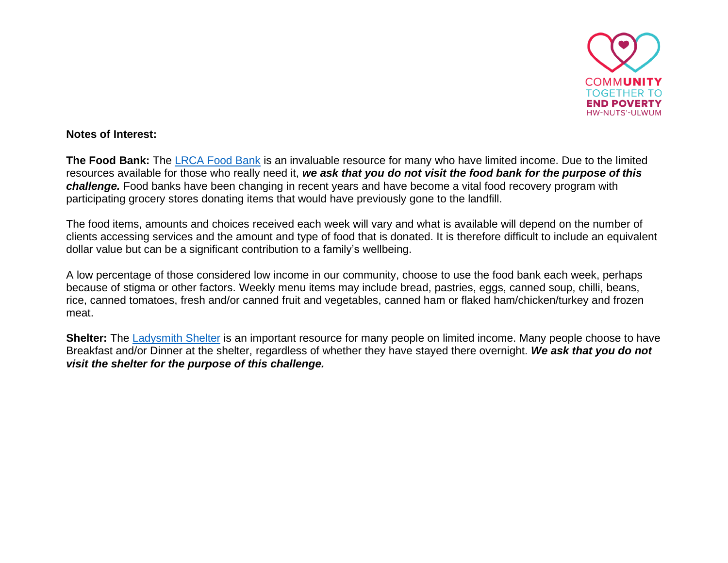COMMUNITY TOGETHER TO END POVERTY HW-NUTS'-ULWUM

**Notes of Interest:**

**The Food Bank:** The LRCA Food Bank is an invaluable resource for many who have limited income. Due to the limited resources available for those who really need it, ***we ask that you do not visit the food bank for the purpose of this challenge.*** Food banks have been changing in recent years and have become a vital food recovery program with participating grocery stores donating items that would have previously gone to the landfill.

The food items, amounts and choices received each week will vary and what is available will depend on the number of clients accessing services and the amount and type of food that is donated. It is therefore difficult to include an equivalent dollar value but can be a significant contribution to a family's wellbeing.

A low percentage of those considered low income in our community, choose to use the food bank each week, perhaps because of stigma or other factors. Weekly menu items may include bread, pastries, eggs, canned soup, chilli, beans, rice, canned tomatoes, fresh and/or canned fruit and vegetables, canned ham or flaked ham/chicken/turkey and frozen meat.

**Shelter:** The Ladysmith Shelter is an important resource for many people on limited income. Many people choose to have Breakfast and/or Dinner at the shelter, regardless of whether they have stayed there overnight. ***We ask that you do not visit the shelter for the purpose of this challenge.***